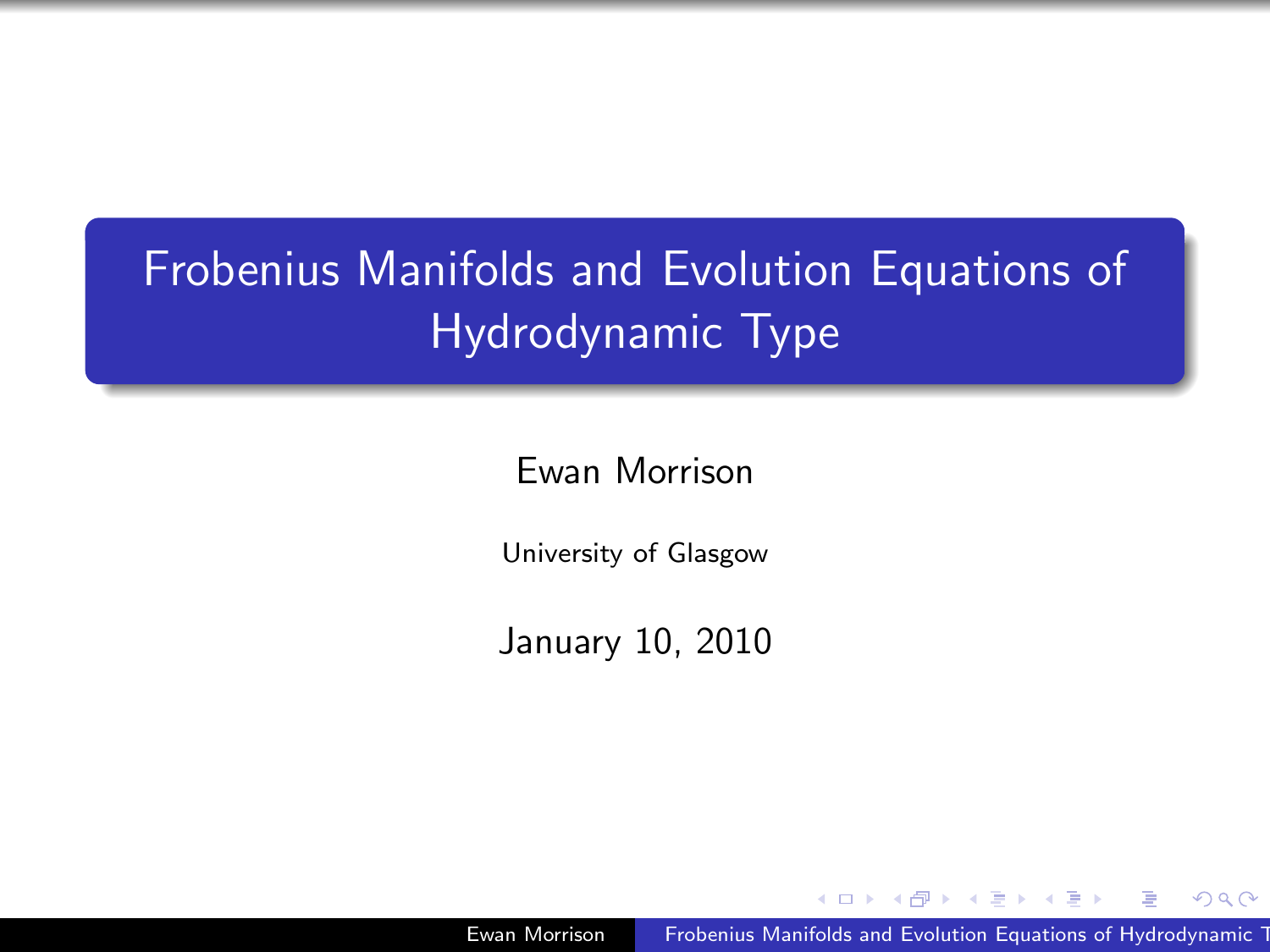# Frobenius Manifolds and Evolution Equations of Hydrodynamic Type

Ewan Morrison

University of Glasgow

January 10, 2010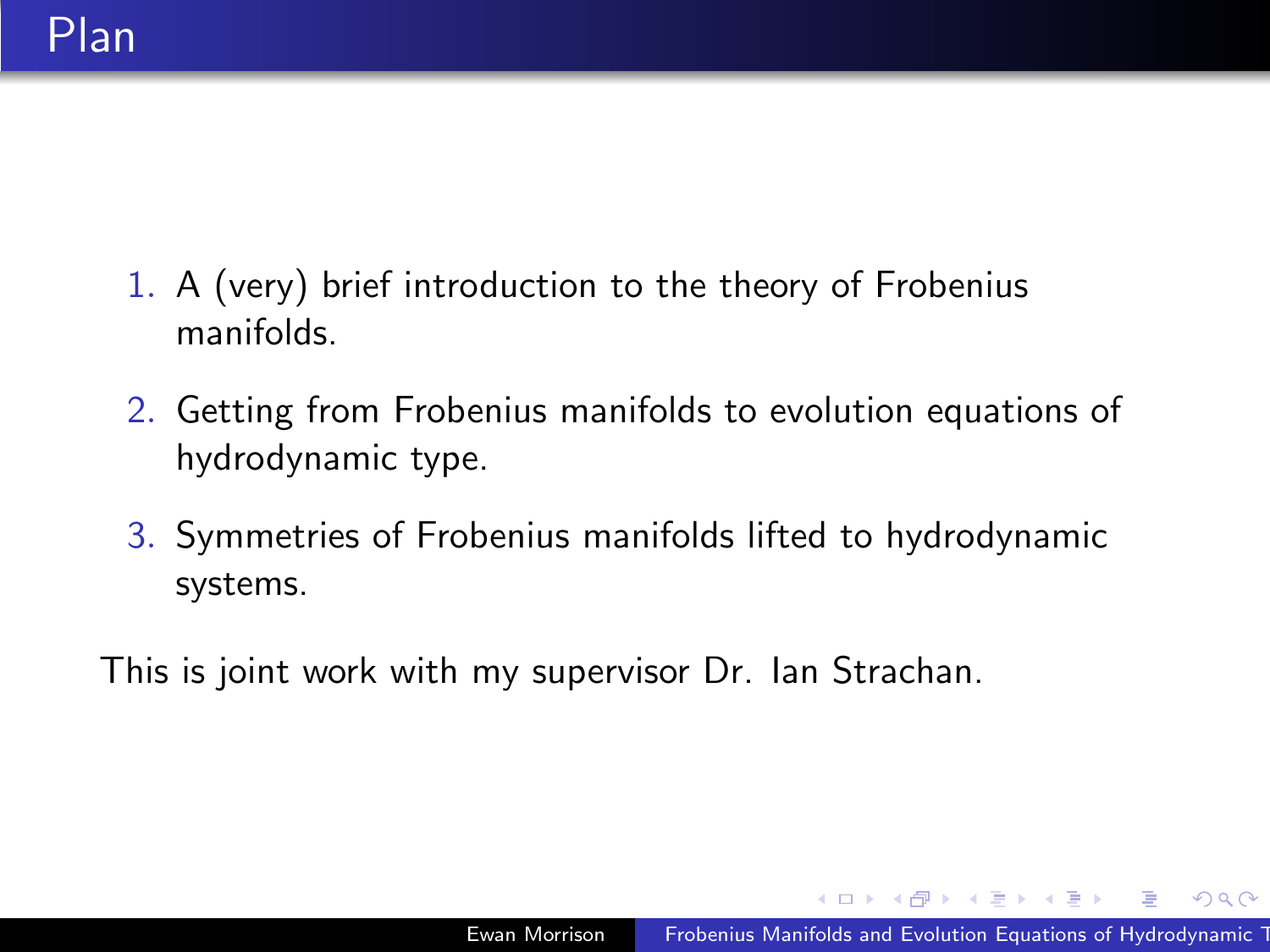# Plan

1. A (very) brief introduction to the theory of Frobenius manifolds.
2. Getting from Frobenius manifolds to evolution equations of hydrodynamic type.
3. Symmetries of Frobenius manifolds lifted to hydrodynamic systems.

This is joint work with my supervisor Dr. Ian Strachan.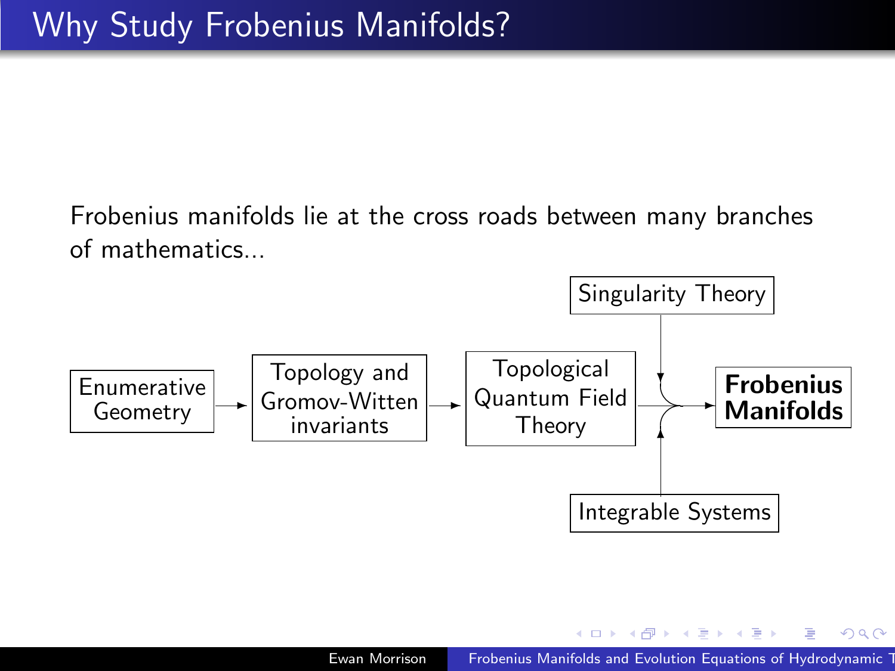# Why Study Frobenius Manifolds?

Frobenius manifolds lie at the cross roads between many branches of mathematics...

Enumerative Geometry → Topology and Gromov-Witten invariants → Topological Quantum Field Theory → **Frobenius Manifolds**

Singularity Theory → **Frobenius Manifolds**

Integrable Systems → **Frobenius Manifolds**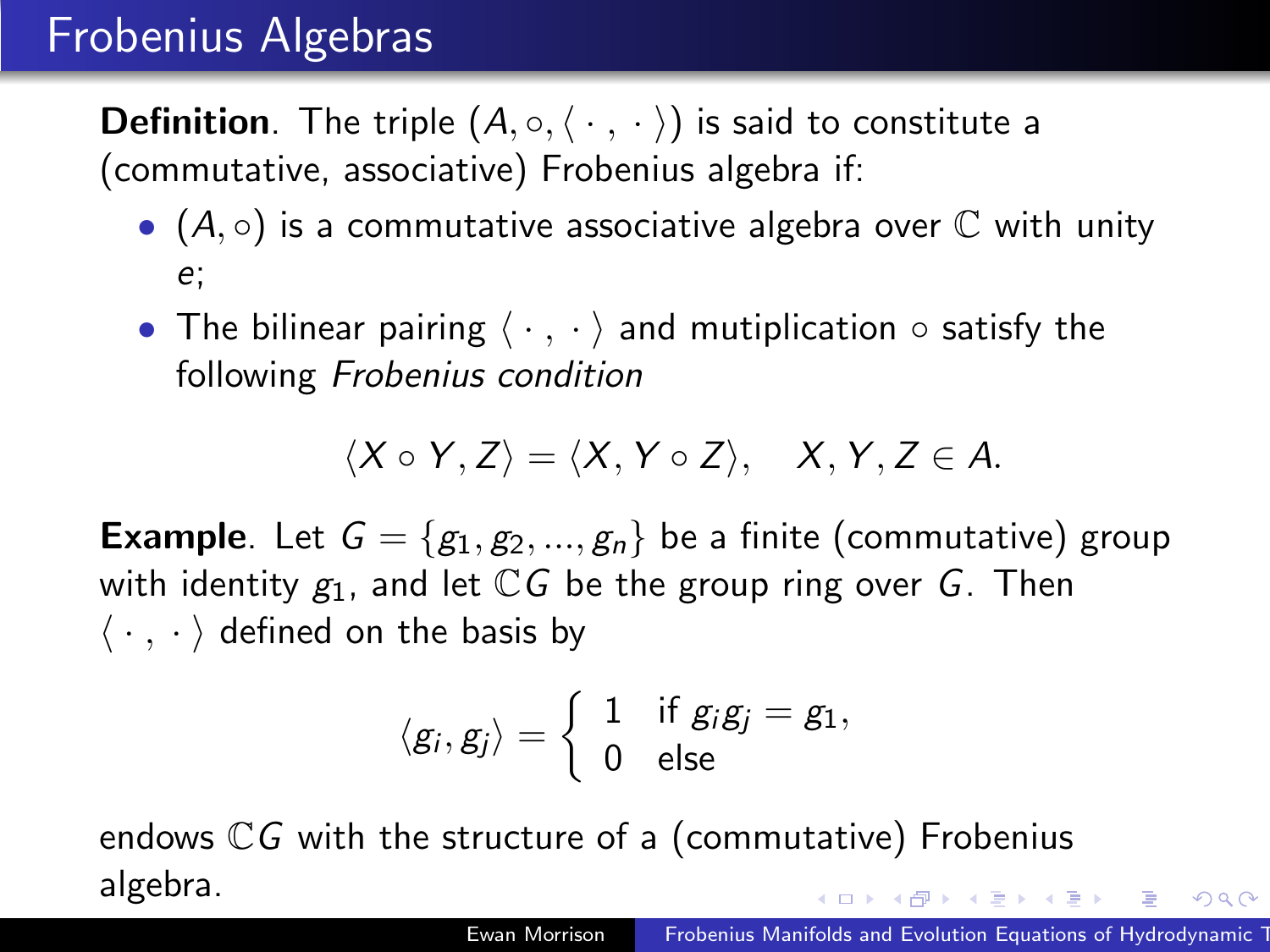# Frobenius Algebras

**Definition**. The triple $(A, \circ, \langle \cdot , \cdot \rangle)$ is said to constitute a (commutative, associative) Frobenius algebra if:

- $(A, \circ)$ is a commutative associative algebra over $\mathbb{C}$ with unity $e$;
- The bilinear pairing $\langle \cdot , \cdot \rangle$ and mutiplication $\circ$ satisfy the following *Frobenius condition*

$$\langle X \circ Y, Z \rangle = \langle X, Y \circ Z \rangle, \quad X, Y, Z \in A.$$

**Example**. Let $G = \{g_1, g_2, ..., g_n\}$ be a finite (commutative) group with identity $g_1$, and let $\mathbb{C}G$ be the group ring over $G$. Then $\langle \cdot , \cdot \rangle$ defined on the basis by

$$\langle g_i, g_j \rangle = \begin{cases} 1 & \text{if } g_i g_j = g_1, \\ 0 & \text{else} \end{cases}$$

endows $\mathbb{C}G$ with the structure of a (commutative) Frobenius algebra.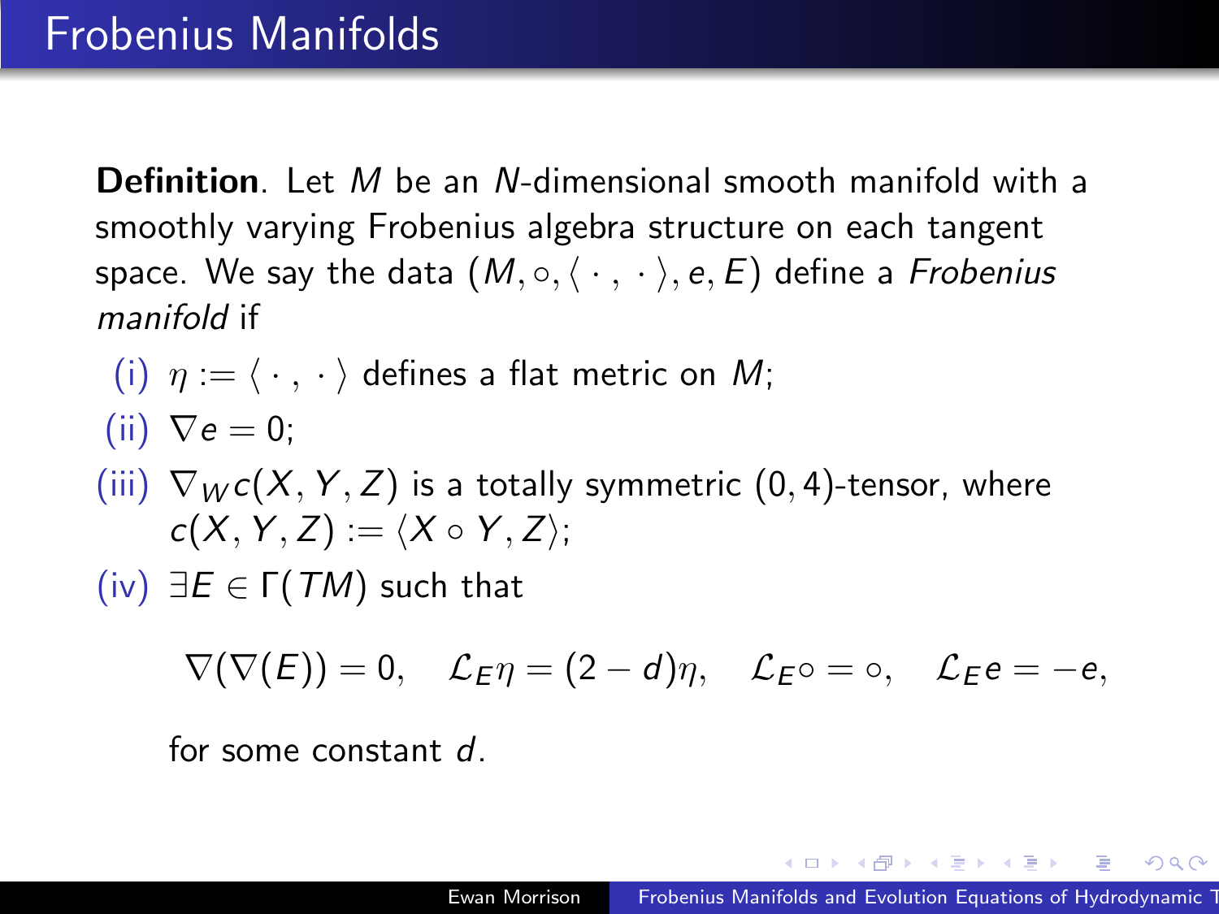# Frobenius Manifolds

**Definition**. Let $M$ be an $N$-dimensional smooth manifold with a smoothly varying Frobenius algebra structure on each tangent space. We say the data $(M, \circ, \langle \cdot\,, \cdot \rangle, e, E)$ define a *Frobenius manifold* if

(i) $\eta := \langle \cdot\,, \cdot \rangle$ defines a flat metric on $M$;

(ii) $\nabla e = 0$;

(iii) $\nabla_W c(X, Y, Z)$ is a totally symmetric $(0, 4)$-tensor, where $c(X, Y, Z) := \langle X \circ Y, Z \rangle$;

(iv) $\exists E \in \Gamma(TM)$ such that

$$\nabla(\nabla(E)) = 0, \quad \mathcal{L}_E \eta = (2 - d)\eta, \quad \mathcal{L}_E \circ = \circ, \quad \mathcal{L}_E e = -e,$$

for some constant $d$.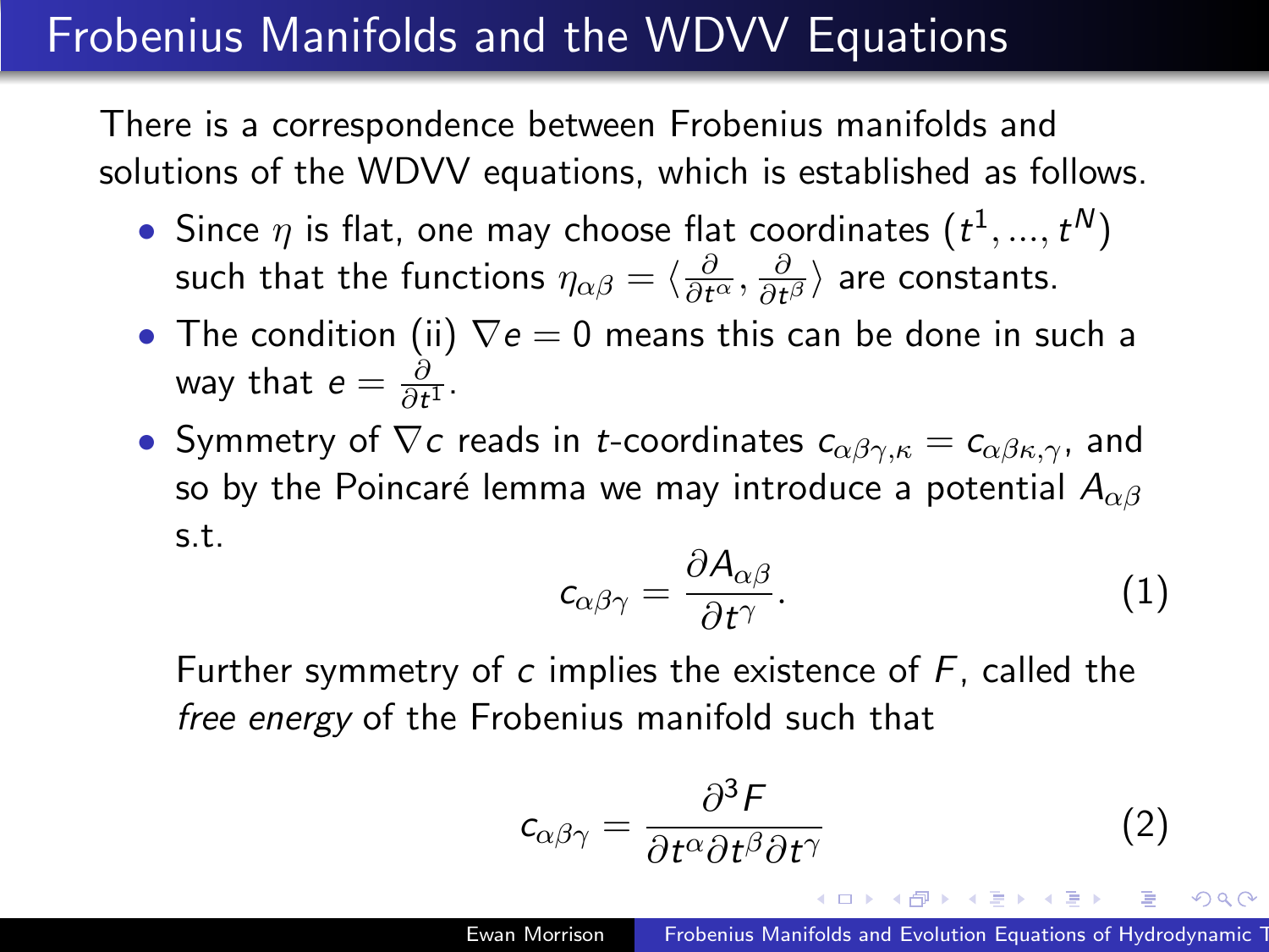# Frobenius Manifolds and the WDVV Equations

There is a correspondence between Frobenius manifolds and solutions of the WDVV equations, which is established as follows.

- Since $\eta$ is flat, one may choose flat coordinates $(t^1, ..., t^N)$ such that the functions $\eta_{\alpha\beta} = \langle \frac{\partial}{\partial t^\alpha}, \frac{\partial}{\partial t^\beta} \rangle$ are constants.
- The condition (ii) $\nabla e = 0$ means this can be done in such a way that $e = \frac{\partial}{\partial t^1}$.
- Symmetry of $\nabla c$ reads in $t$-coordinates $c_{\alpha\beta\gamma,\kappa} = c_{\alpha\beta\kappa,\gamma}$, and so by the Poincaré lemma we may introduce a potential $A_{\alpha\beta}$ s.t.

$$c_{\alpha\beta\gamma} = \frac{\partial A_{\alpha\beta}}{\partial t^\gamma}. \tag{1}$$

  Further symmetry of $c$ implies the existence of $F$, called the *free energy* of the Frobenius manifold such that

$$c_{\alpha\beta\gamma} = \frac{\partial^3 F}{\partial t^\alpha \partial t^\beta \partial t^\gamma} \tag{2}$$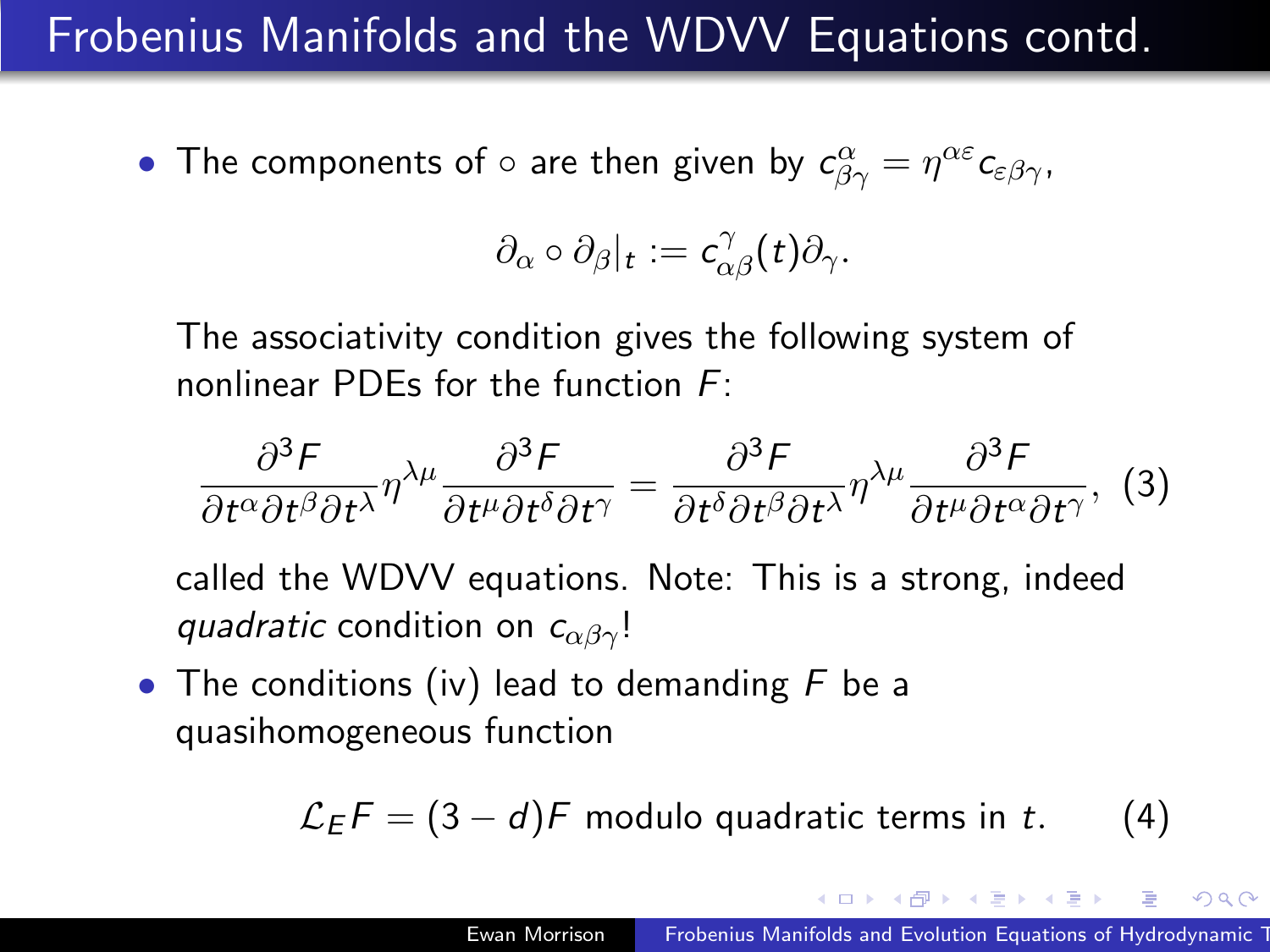# Frobenius Manifolds and the WDVV Equations contd.

- The components of $\circ$ are then given by $c^{\alpha}_{\beta\gamma} = \eta^{\alpha\varepsilon} c_{\varepsilon\beta\gamma}$,

$$\partial_\alpha \circ \partial_\beta |_t := c^{\gamma}_{\alpha\beta}(t)\partial_\gamma.$$

  The associativity condition gives the following system of nonlinear PDEs for the function $F$:

$$\frac{\partial^3 F}{\partial t^\alpha \partial t^\beta \partial t^\lambda} \eta^{\lambda\mu} \frac{\partial^3 F}{\partial t^\mu \partial t^\delta \partial t^\gamma} = \frac{\partial^3 F}{\partial t^\delta \partial t^\beta \partial t^\lambda} \eta^{\lambda\mu} \frac{\partial^3 F}{\partial t^\mu \partial t^\alpha \partial t^\gamma}, \quad (3)$$

  called the WDVV equations. Note: This is a strong, indeed *quadratic* condition on $c_{\alpha\beta\gamma}$!

- The conditions (iv) lead to demanding $F$ be a quasihomogeneous function

$$\mathcal{L}_E F = (3-d)F \text{ modulo quadratic terms in } t. \quad (4)$$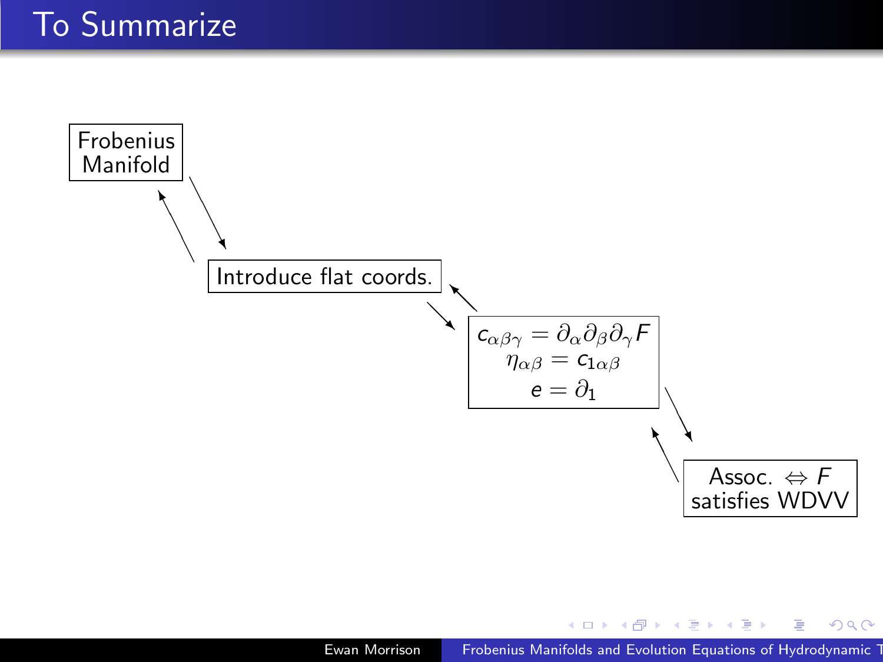# To Summarize

Frobenius Manifold

Introduce flat coords.

$$c_{\alpha\beta\gamma} = \partial_\alpha \partial_\beta \partial_\gamma F$$
$$\eta_{\alpha\beta} = c_{1\alpha\beta}$$
$$e = \partial_1$$

Assoc. $\Leftrightarrow$ $F$ satisfies WDVV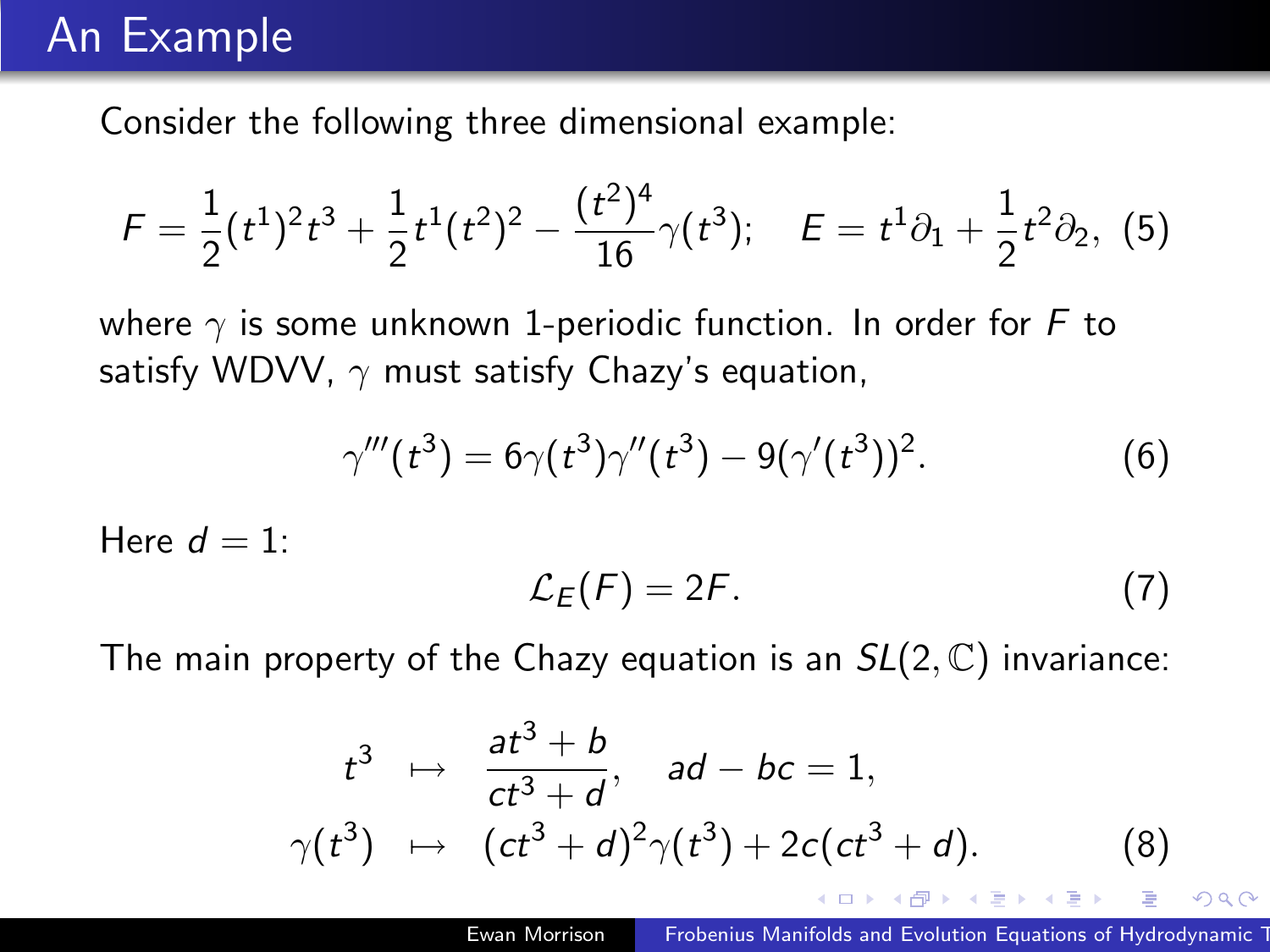# An Example

Consider the following three dimensional example:

$$F = \frac{1}{2}(t^1)^2 t^3 + \frac{1}{2} t^1 (t^2)^2 - \frac{(t^2)^4}{16}\gamma(t^3); \quad E = t^1\partial_1 + \frac{1}{2}t^2\partial_2, \tag{5}$$

where $\gamma$ is some unknown 1-periodic function. In order for $F$ to satisfy WDVV, $\gamma$ must satisfy Chazy's equation,

$$\gamma'''(t^3) = 6\gamma(t^3)\gamma''(t^3) - 9(\gamma'(t^3))^2. \tag{6}$$

Here $d = 1$:

$$\mathcal{L}_E(F) = 2F. \tag{7}$$

The main property of the Chazy equation is an $SL(2,\mathbb{C})$ invariance:

$$\begin{aligned} t^3 &\mapsto \frac{at^3 + b}{ct^3 + d}, \quad ad - bc = 1, \\ \gamma(t^3) &\mapsto (ct^3 + d)^2\gamma(t^3) + 2c(ct^3 + d). \end{aligned} \tag{8}$$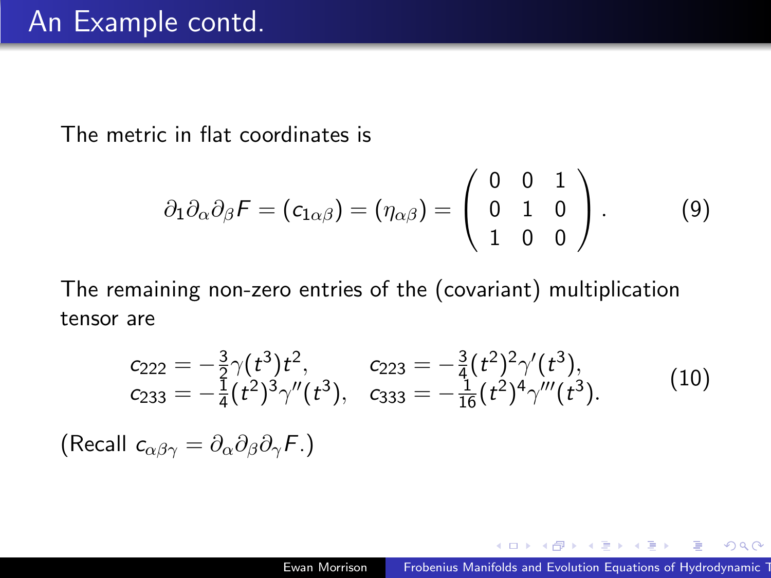# An Example contd.

The metric in flat coordinates is

$$\partial_1 \partial_\alpha \partial_\beta F = (c_{1\alpha\beta}) = (\eta_{\alpha\beta}) = \begin{pmatrix} 0 & 0 & 1 \\ 0 & 1 & 0 \\ 1 & 0 & 0 \end{pmatrix}. \tag{9}$$

The remaining non-zero entries of the (covariant) multiplication tensor are

$$\begin{array}{ll} c_{222} = -\frac{3}{2}\gamma(t^3)t^2, & c_{223} = -\frac{3}{4}(t^2)^2\gamma'(t^3), \\ c_{233} = -\frac{1}{4}(t^2)^3\gamma''(t^3), & c_{333} = -\frac{1}{16}(t^2)^4\gamma'''(t^3). \end{array} \tag{10}$$

(Recall $c_{\alpha\beta\gamma} = \partial_\alpha \partial_\beta \partial_\gamma F$.)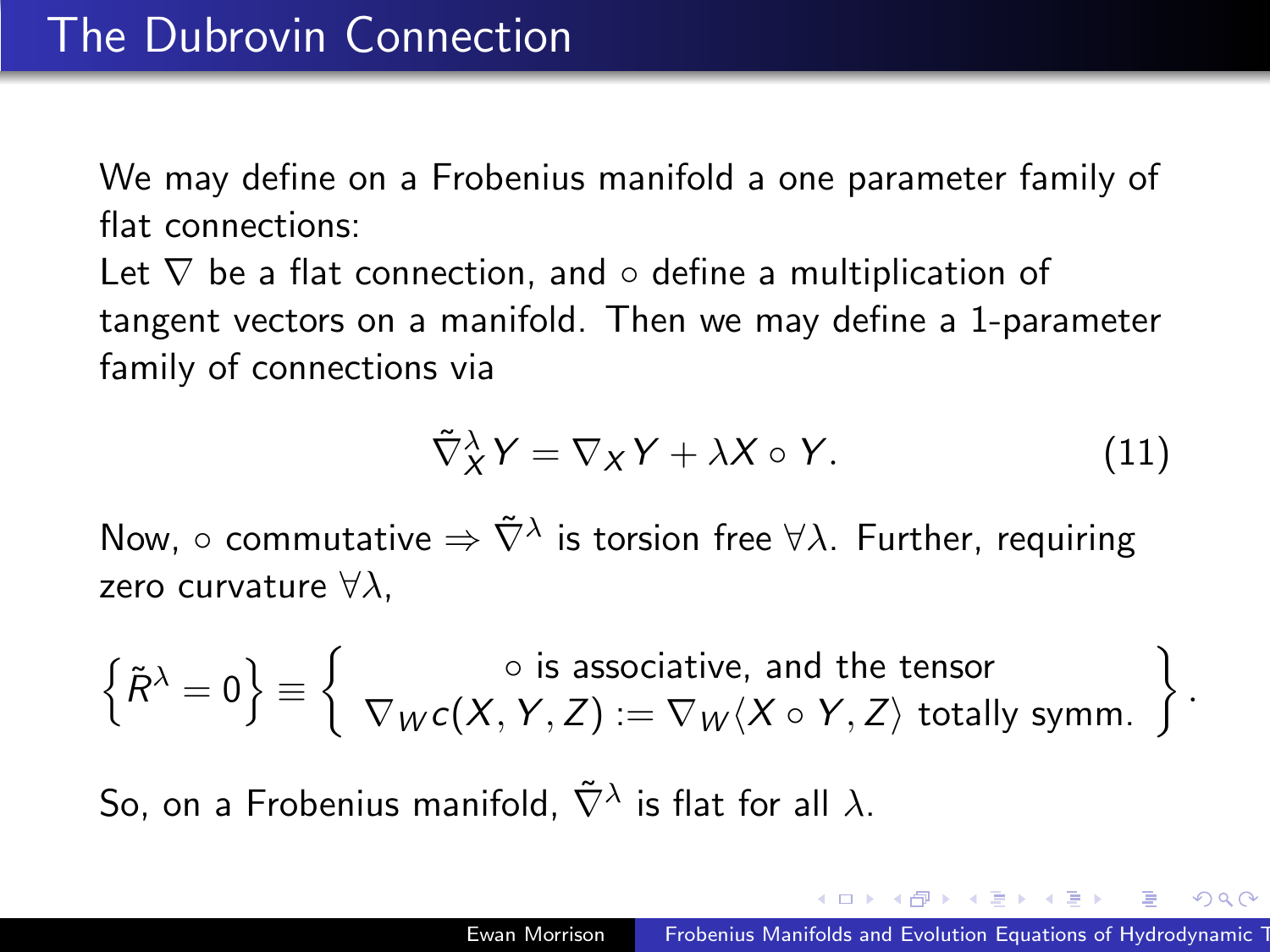# The Dubrovin Connection

We may define on a Frobenius manifold a one parameter family of flat connections:

Let $\nabla$ be a flat connection, and $\circ$ define a multiplication of tangent vectors on a manifold. Then we may define a 1-parameter family of connections via

$$\tilde{\nabla}^{\lambda}_{X} Y = \nabla_X Y + \lambda X \circ Y. \tag{11}$$

Now, $\circ$ commutative $\Rightarrow \tilde{\nabla}^{\lambda}$ is torsion free $\forall \lambda$. Further, requiring zero curvature $\forall \lambda$,

$$\left\{ \tilde{R}^{\lambda} = 0 \right\} \equiv \left\{ \begin{array}{c} \circ \text{ is associative, and the tensor} \\ \nabla_W c(X, Y, Z) := \nabla_W \langle X \circ Y, Z \rangle \text{ totally symm.} \end{array} \right\}.$$

So, on a Frobenius manifold, $\tilde{\nabla}^{\lambda}$ is flat for all $\lambda$.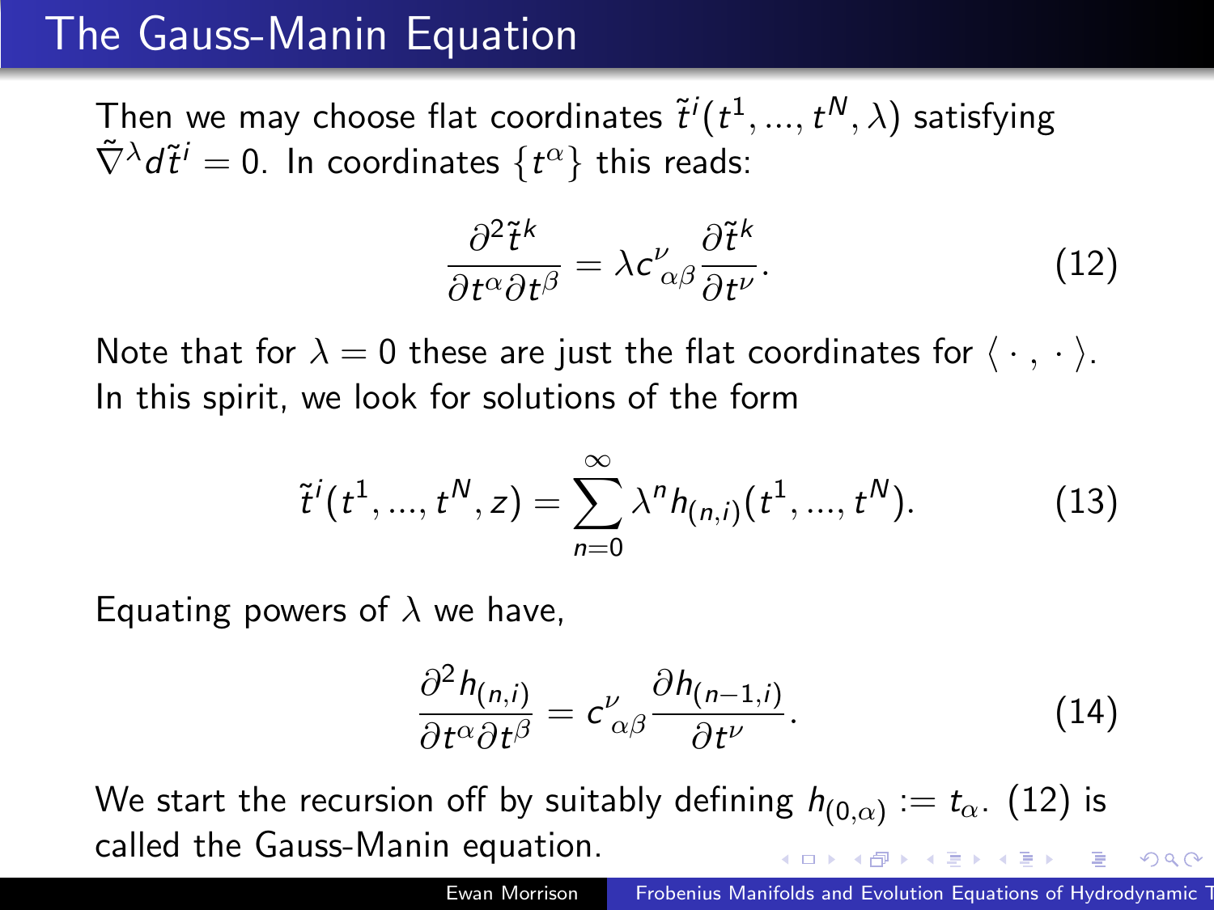# The Gauss-Manin Equation

Then we may choose flat coordinates $\tilde{t}^i(t^1, ..., t^N, \lambda)$ satisfying $\tilde{\nabla}^\lambda d\tilde{t}^i = 0$. In coordinates $\{t^\alpha\}$ this reads:

$$\frac{\partial^2 \tilde{t}^k}{\partial t^\alpha \partial t^\beta} = \lambda c^\nu_{\alpha\beta} \frac{\partial \tilde{t}^k}{\partial t^\nu}. \tag{12}$$

Note that for $\lambda = 0$ these are just the flat coordinates for $\langle \cdot \, , \, \cdot \rangle$. In this spirit, we look for solutions of the form

$$\tilde{t}^i(t^1, ..., t^N, z) = \sum_{n=0}^{\infty} \lambda^n h_{(n,i)}(t^1, ..., t^N). \tag{13}$$

Equating powers of $\lambda$ we have,

$$\frac{\partial^2 h_{(n,i)}}{\partial t^\alpha \partial t^\beta} = c^\nu_{\alpha\beta} \frac{\partial h_{(n-1,i)}}{\partial t^\nu}. \tag{14}$$

We start the recursion off by suitably defining $h_{(0,\alpha)} := t_\alpha$. (12) is called the Gauss-Manin equation.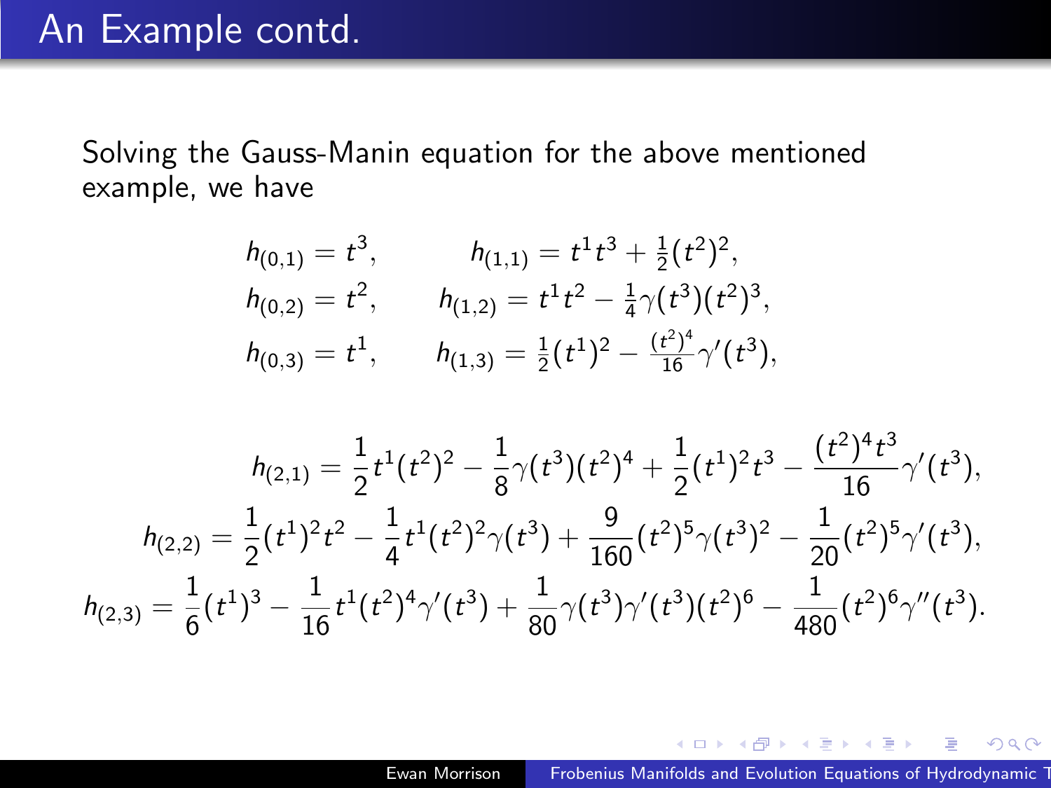# An Example contd.

Solving the Gauss-Manin equation for the above mentioned example, we have

$$
\begin{aligned}
h_{(0,1)} &= t^3, & h_{(1,1)} &= t^1 t^3 + \tfrac{1}{2}(t^2)^2, \\
h_{(0,2)} &= t^2, & h_{(1,2)} &= t^1 t^2 - \tfrac{1}{4}\gamma(t^3)(t^2)^3, \\
h_{(0,3)} &= t^1, & h_{(1,3)} &= \tfrac{1}{2}(t^1)^2 - \tfrac{(t^2)^4}{16}\gamma'(t^3),
\end{aligned}
$$

$$
\begin{aligned}
h_{(2,1)} &= \frac{1}{2}t^1(t^2)^2 - \frac{1}{8}\gamma(t^3)(t^2)^4 + \frac{1}{2}(t^1)^2 t^3 - \frac{(t^2)^4 t^3}{16}\gamma'(t^3), \\
h_{(2,2)} &= \frac{1}{2}(t^1)^2 t^2 - \frac{1}{4}t^1(t^2)^2\gamma(t^3) + \frac{9}{160}(t^2)^5\gamma(t^3)^2 - \frac{1}{20}(t^2)^5\gamma'(t^3), \\
h_{(2,3)} &= \frac{1}{6}(t^1)^3 - \frac{1}{16}t^1(t^2)^4\gamma'(t^3) + \frac{1}{80}\gamma(t^3)\gamma'(t^3)(t^2)^6 - \frac{1}{480}(t^2)^6\gamma''(t^3).
\end{aligned}
$$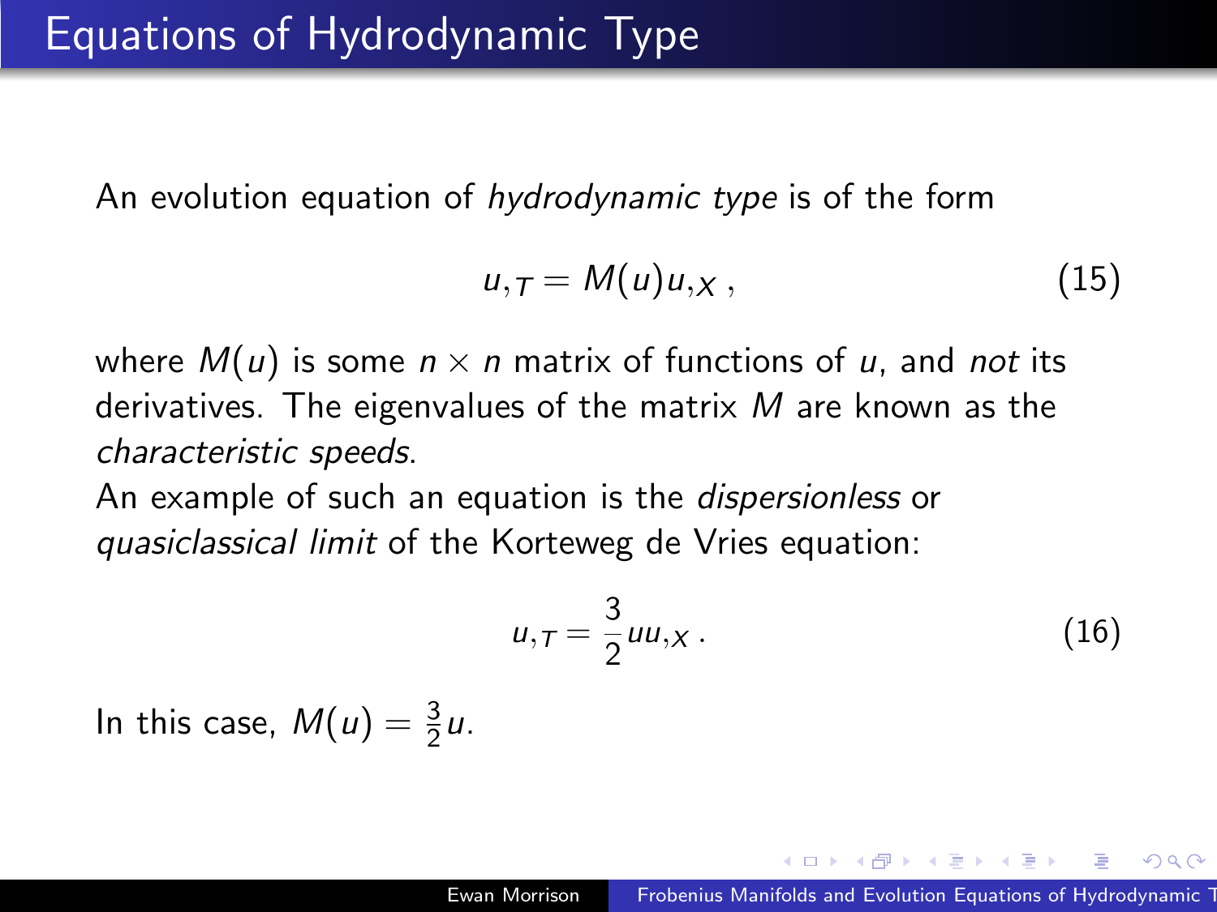# Equations of Hydrodynamic Type

An evolution equation of *hydrodynamic type* is of the form

$$u_{,T} = M(u)u_{,X} \,, \tag{15}$$

where $M(u)$ is some $n \times n$ matrix of functions of $u$, and *not* its derivatives. The eigenvalues of the matrix $M$ are known as the *characteristic speeds*.

An example of such an equation is the *dispersionless* or *quasiclassical limit* of the Korteweg de Vries equation:

$$u_{,T} = \frac{3}{2} u u_{,X} \,. \tag{16}$$

In this case, $M(u) = \frac{3}{2}u$.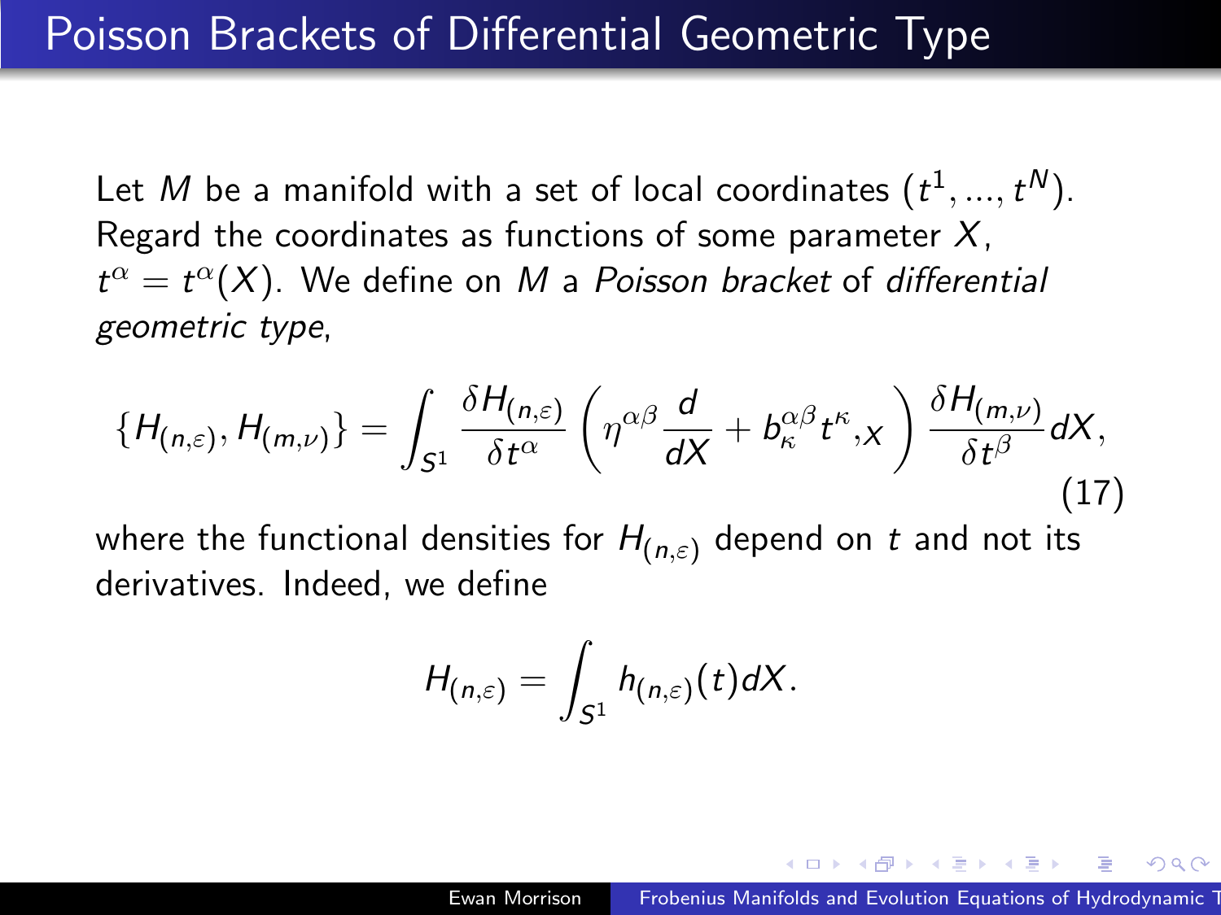# Poisson Brackets of Differential Geometric Type

Let $M$ be a manifold with a set of local coordinates $(t^1, ..., t^N)$. Regard the coordinates as functions of some parameter $X$, $t^\alpha = t^\alpha(X)$. We define on $M$ a *Poisson bracket* of *differential geometric type*,

$$\{H_{(n,\varepsilon)}, H_{(m,\nu)}\} = \int_{S^1} \frac{\delta H_{(n,\varepsilon)}}{\delta t^\alpha} \left( \eta^{\alpha\beta} \frac{d}{dX} + b^{\alpha\beta}_\kappa t^\kappa{}_{,X} \right) \frac{\delta H_{(m,\nu)}}{\delta t^\beta} dX, \tag{17}$$

where the functional densities for $H_{(n,\varepsilon)}$ depend on $t$ and not its derivatives. Indeed, we define

$$H_{(n,\varepsilon)} = \int_{S^1} h_{(n,\varepsilon)}(t) dX.$$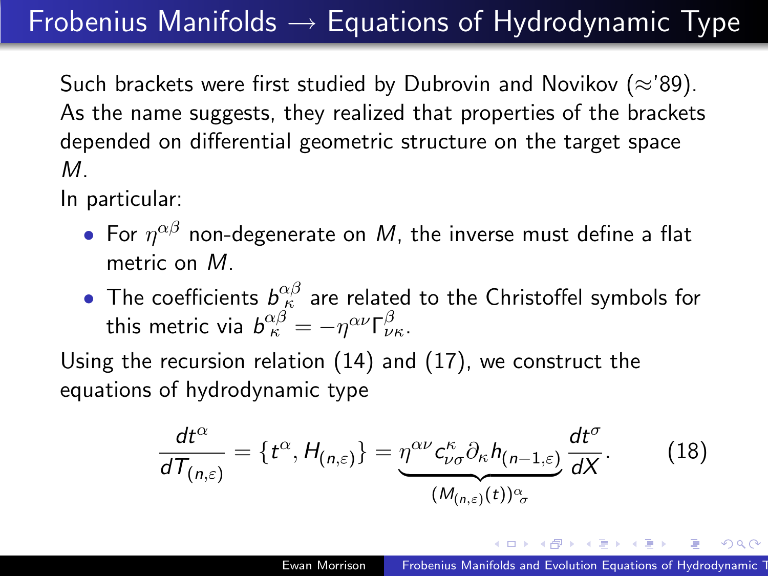# Frobenius Manifolds → Equations of Hydrodynamic Type

Such brackets were first studied by Dubrovin and Novikov (≈'89). As the name suggests, they realized that properties of the brackets depended on differential geometric structure on the target space $M$.

In particular:

- For $\eta^{\alpha\beta}$ non-degenerate on $M$, the inverse must define a flat metric on $M$.
- The coefficients $b^{\alpha\beta}_{\kappa}$ are related to the Christoffel symbols for this metric via $b^{\alpha\beta}_{\kappa} = -\eta^{\alpha\nu}\Gamma^{\beta}_{\nu\kappa}$.

Using the recursion relation (14) and (17), we construct the equations of hydrodynamic type

$$\frac{dt^{\alpha}}{dT_{(n,\varepsilon)}} = \{t^{\alpha}, H_{(n,\varepsilon)}\} = \underbrace{\eta^{\alpha\nu} c^{\kappa}_{\nu\sigma} \partial_{\kappa} h_{(n-1,\varepsilon)}}_{(M_{(n,\varepsilon)}(t))^{\alpha}_{\sigma}} \frac{dt^{\sigma}}{dX}. \tag{18}$$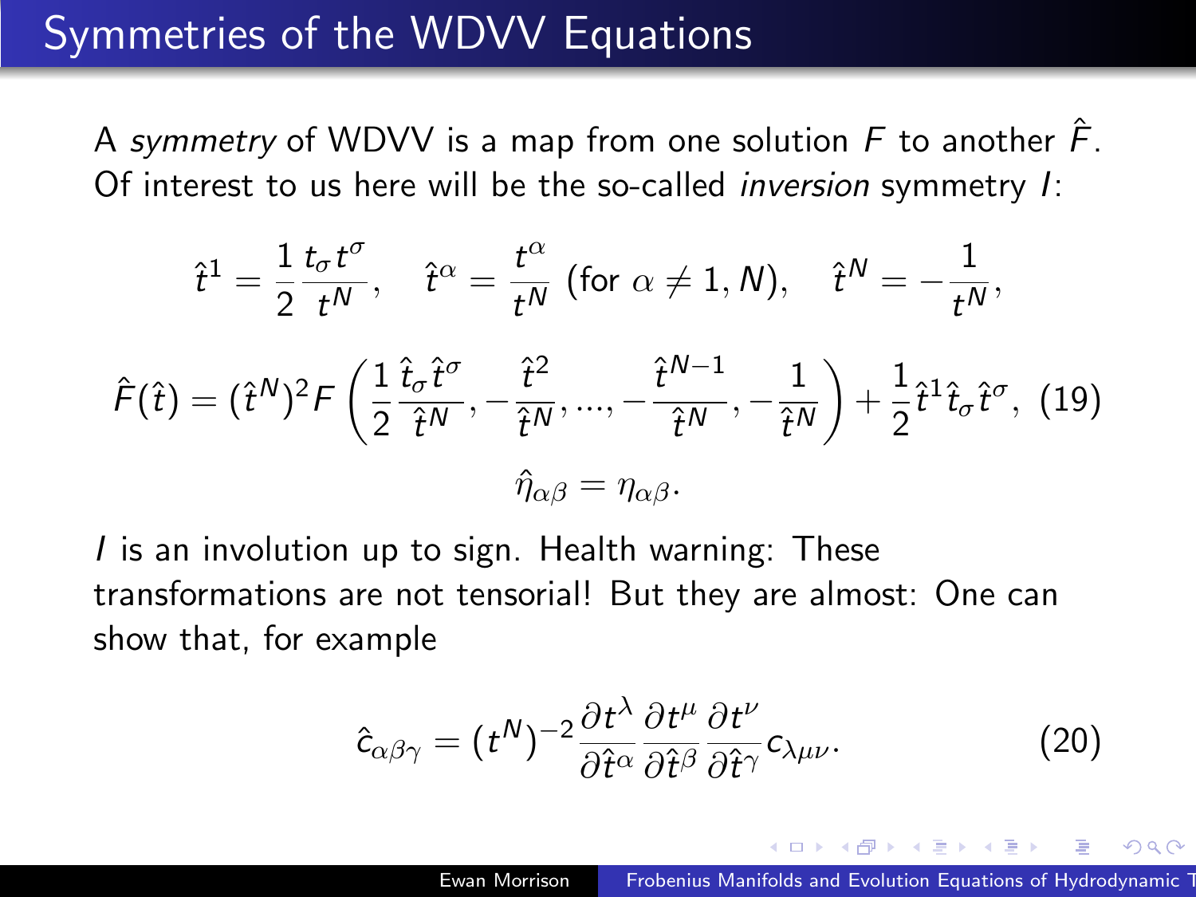# Symmetries of the WDVV Equations

A *symmetry* of WDVV is a map from one solution $F$ to another $\hat{F}$. Of interest to us here will be the so-called *inversion* symmetry $I$:

$$\hat{t}^1 = \frac{1}{2}\frac{t_\sigma t^\sigma}{t^N}, \quad \hat{t}^\alpha = \frac{t^\alpha}{t^N} \text{ (for } \alpha \neq 1, N), \quad \hat{t}^N = -\frac{1}{t^N},$$

$$\hat{F}(\hat{t}) = (\hat{t}^N)^2 F\left(\frac{1}{2}\frac{\hat{t}_\sigma \hat{t}^\sigma}{\hat{t}^N}, -\frac{\hat{t}^2}{\hat{t}^N}, ..., -\frac{\hat{t}^{N-1}}{\hat{t}^N}, -\frac{1}{\hat{t}^N}\right) + \frac{1}{2}\hat{t}^1 \hat{t}_\sigma \hat{t}^\sigma, \quad (19)$$

$$\hat{\eta}_{\alpha\beta} = \eta_{\alpha\beta}.$$

$I$ is an involution up to sign. Health warning: These transformations are not tensorial! But they are almost: One can show that, for example

$$\hat{c}_{\alpha\beta\gamma} = (t^N)^{-2}\frac{\partial t^\lambda}{\partial \hat{t}^\alpha}\frac{\partial t^\mu}{\partial \hat{t}^\beta}\frac{\partial t^\nu}{\partial \hat{t}^\gamma}c_{\lambda\mu\nu}. \quad (20)$$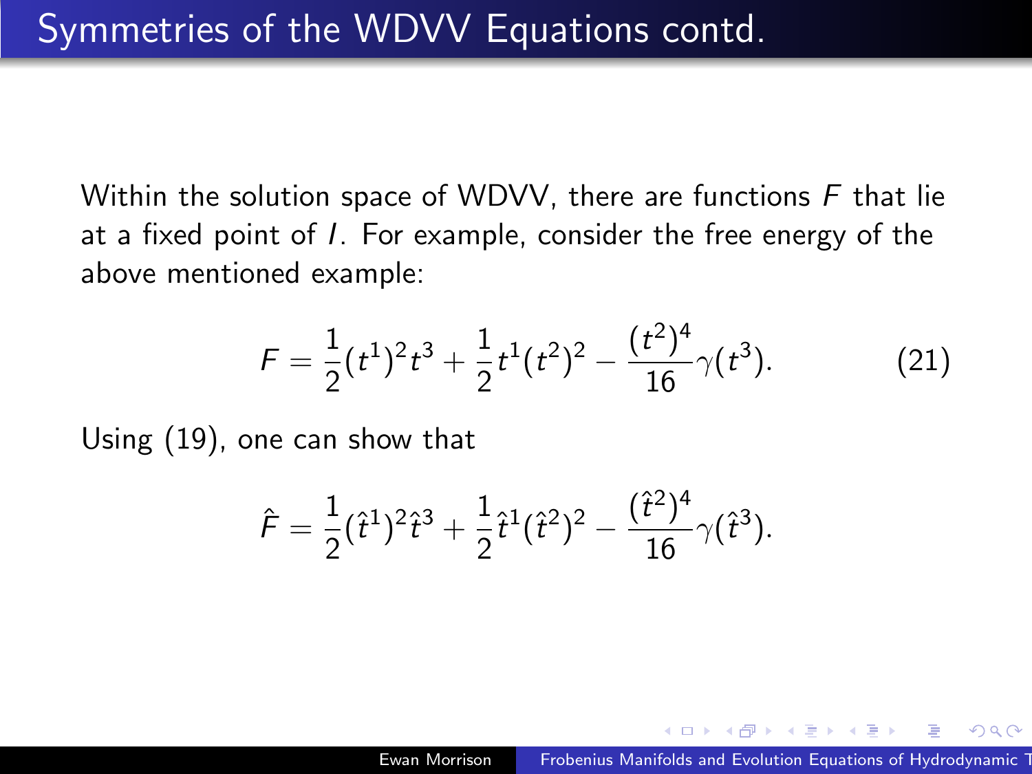# Symmetries of the WDVV Equations contd.

Within the solution space of WDVV, there are functions $F$ that lie at a fixed point of $I$. For example, consider the free energy of the above mentioned example:

$$F = \frac{1}{2}(t^1)^2 t^3 + \frac{1}{2} t^1 (t^2)^2 - \frac{(t^2)^4}{16}\gamma(t^3). \tag{21}$$

Using (19), one can show that

$$\hat{F} = \frac{1}{2}(\hat{t}^1)^2 \hat{t}^3 + \frac{1}{2} \hat{t}^1 (\hat{t}^2)^2 - \frac{(\hat{t}^2)^4}{16}\gamma(\hat{t}^3).$$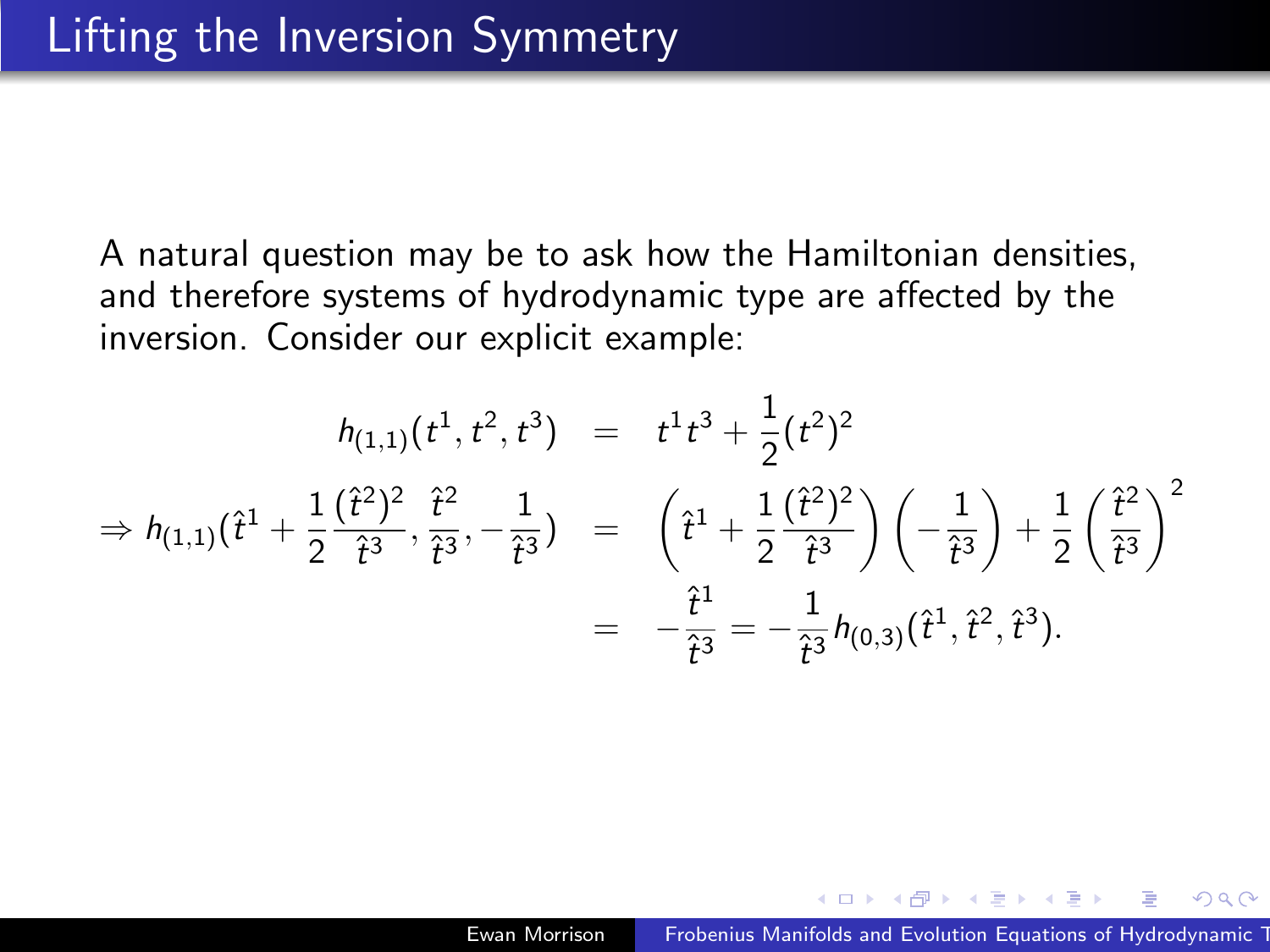# Lifting the Inversion Symmetry

A natural question may be to ask how the Hamiltonian densities, and therefore systems of hydrodynamic type are affected by the inversion. Consider our explicit example:

$$
\begin{aligned}
h_{(1,1)}(t^1, t^2, t^3) &= t^1 t^3 + \frac{1}{2}(t^2)^2 \\
\Rightarrow h_{(1,1)}\left(\hat{t}^1 + \frac{1}{2}\frac{(\hat{t}^2)^2}{\hat{t}^3}, \frac{\hat{t}^2}{\hat{t}^3}, -\frac{1}{\hat{t}^3}\right) &= \left(\hat{t}^1 + \frac{1}{2}\frac{(\hat{t}^2)^2}{\hat{t}^3}\right)\left(-\frac{1}{\hat{t}^3}\right) + \frac{1}{2}\left(\frac{\hat{t}^2}{\hat{t}^3}\right)^2 \\
&= -\frac{\hat{t}^1}{\hat{t}^3} = -\frac{1}{\hat{t}^3} h_{(0,3)}(\hat{t}^1, \hat{t}^2, \hat{t}^3).
\end{aligned}
$$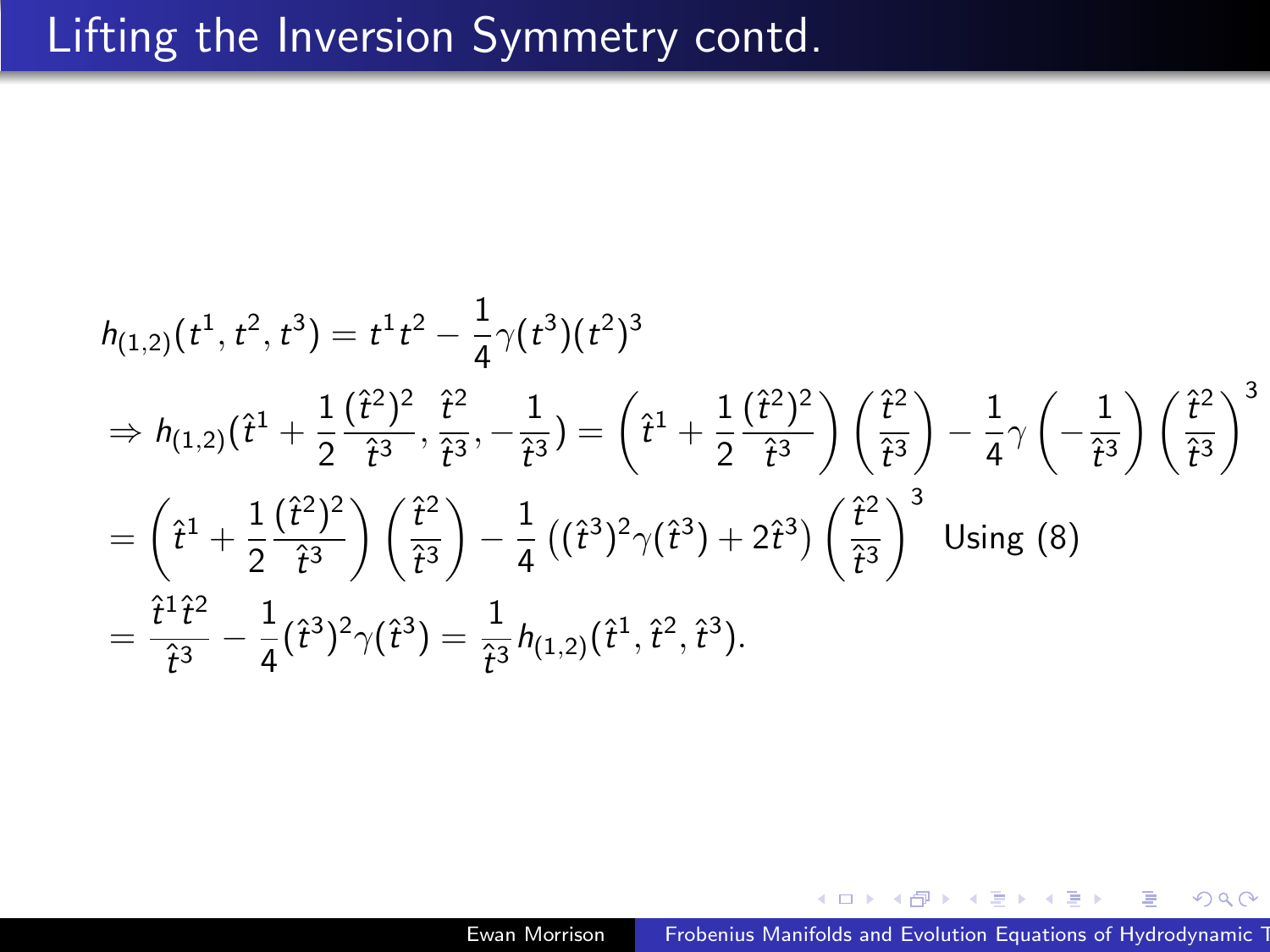# Lifting the Inversion Symmetry contd.

$$
\begin{aligned}
& h_{(1,2)}(t^1, t^2, t^3) = t^1 t^2 - \frac{1}{4}\gamma(t^3)(t^2)^3 \\
& \Rightarrow h_{(1,2)}(\hat{t}^1 + \frac{1}{2}\frac{(\hat{t}^2)^2}{\hat{t}^3}, \frac{\hat{t}^2}{\hat{t}^3}, -\frac{1}{\hat{t}^3}) = \left(\hat{t}^1 + \frac{1}{2}\frac{(\hat{t}^2)^2}{\hat{t}^3}\right)\left(\frac{\hat{t}^2}{\hat{t}^3}\right) - \frac{1}{4}\gamma\left(-\frac{1}{\hat{t}^3}\right)\left(\frac{\hat{t}^2}{\hat{t}^3}\right)^3 \\
& = \left(\hat{t}^1 + \frac{1}{2}\frac{(\hat{t}^2)^2}{\hat{t}^3}\right)\left(\frac{\hat{t}^2}{\hat{t}^3}\right) - \frac{1}{4}\left((\hat{t}^3)^2\gamma(\hat{t}^3) + 2\hat{t}^3\right)\left(\frac{\hat{t}^2}{\hat{t}^3}\right)^3 \text{ Using (8)} \\
& = \frac{\hat{t}^1\hat{t}^2}{\hat{t}^3} - \frac{1}{4}(\hat{t}^3)^2\gamma(\hat{t}^3) = \frac{1}{\hat{t}^3}h_{(1,2)}(\hat{t}^1, \hat{t}^2, \hat{t}^3).
\end{aligned}
$$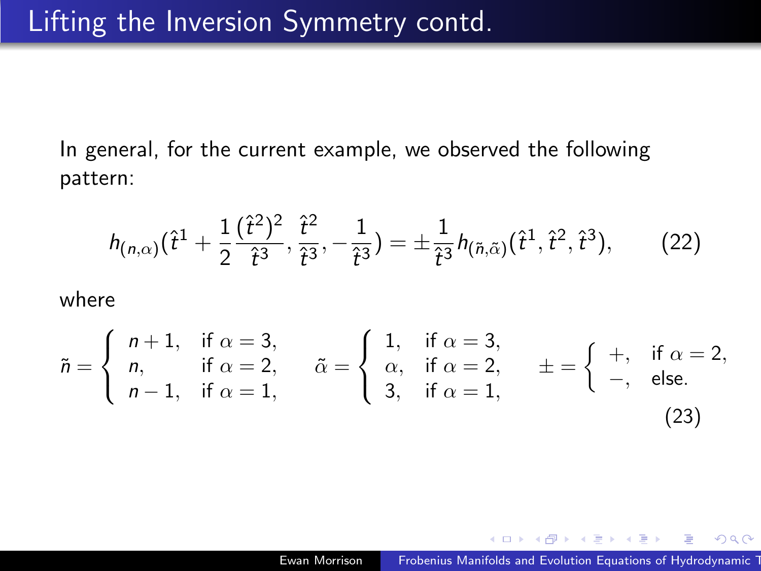# Lifting the Inversion Symmetry contd.

In general, for the current example, we observed the following pattern:

$$h_{(n,\alpha)}(\hat{t}^1 + \frac{1}{2}\frac{(\hat{t}^2)^2}{\hat{t}^3}, \frac{\hat{t}^2}{\hat{t}^3}, -\frac{1}{\hat{t}^3}) = \pm\frac{1}{\hat{t}^3} h_{(\tilde{n},\tilde{\alpha})}(\hat{t}^1, \hat{t}^2, \hat{t}^3), \qquad (22)$$

where

$$\tilde{n} = \begin{cases} n+1, & \text{if } \alpha = 3, \\ n, & \text{if } \alpha = 2, \\ n-1, & \text{if } \alpha = 1, \end{cases} \qquad \tilde{\alpha} = \begin{cases} 1, & \text{if } \alpha = 3, \\ \alpha, & \text{if } \alpha = 2, \\ 3, & \text{if } \alpha = 1, \end{cases} \qquad \pm = \begin{cases} +, & \text{if } \alpha = 2, \\ -, & \text{else.} \end{cases} \qquad (23)$$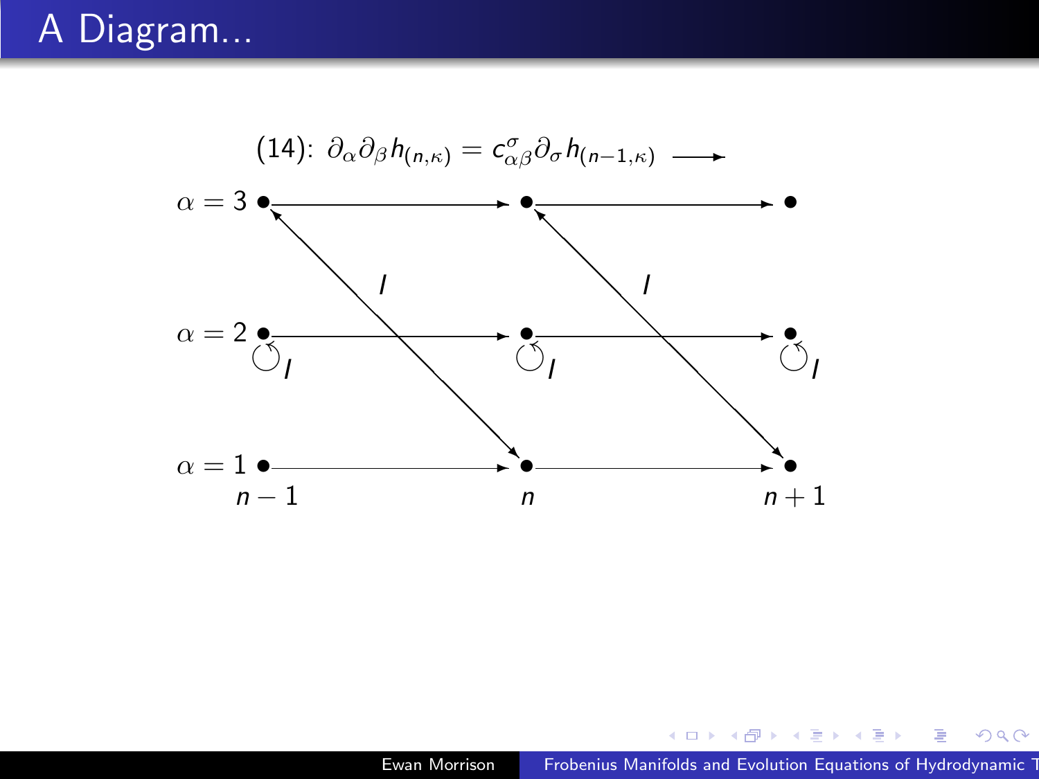# A Diagram...

(14): $\partial_\alpha \partial_\beta h_{(n,\kappa)} = c^\sigma_{\alpha\beta} \partial_\sigma h_{(n-1,\kappa)}$ $\longrightarrow$

$\alpha = 3$

$\alpha = 2$

$\alpha = 1$

$I$ $I$

$I$ $I$ $I$

$n-1$ $n$ $n+1$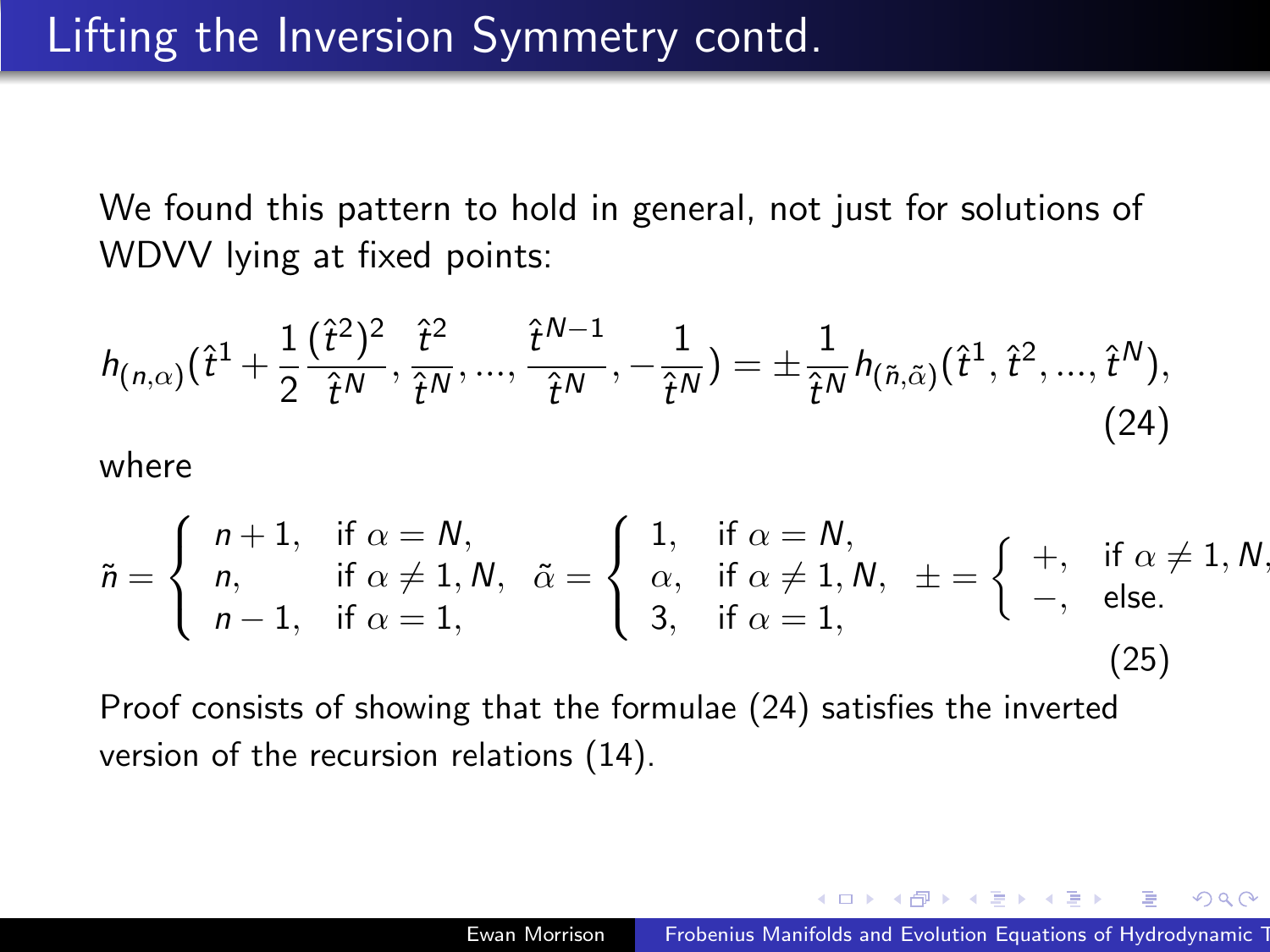# Lifting the Inversion Symmetry contd.

We found this pattern to hold in general, not just for solutions of WDVV lying at fixed points:

$$h_{(n,\alpha)}(\hat{t}^1 + \frac{1}{2}\frac{(\hat{t}^2)^2}{\hat{t}^N}, \frac{\hat{t}^2}{\hat{t}^N}, ..., \frac{\hat{t}^{N-1}}{\hat{t}^N}, -\frac{1}{\hat{t}^N}) = \pm\frac{1}{\hat{t}^N} h_{(\tilde{n},\tilde{\alpha})}(\hat{t}^1, \hat{t}^2, ..., \hat{t}^N), \tag{24}$$

where

$$\tilde{n} = \begin{cases} n+1, & \text{if } \alpha = N, \\ n, & \text{if } \alpha \neq 1, N, \\ n-1, & \text{if } \alpha = 1, \end{cases} \quad \tilde{\alpha} = \begin{cases} 1, & \text{if } \alpha = N, \\ \alpha, & \text{if } \alpha \neq 1, N, \\ 3, & \text{if } \alpha = 1, \end{cases} \quad \pm = \begin{cases} +, & \text{if } \alpha \neq 1, N, \\ -, & \text{else.} \end{cases} \tag{25}$$

Proof consists of showing that the formulae (24) satisfies the inverted version of the recursion relations (14).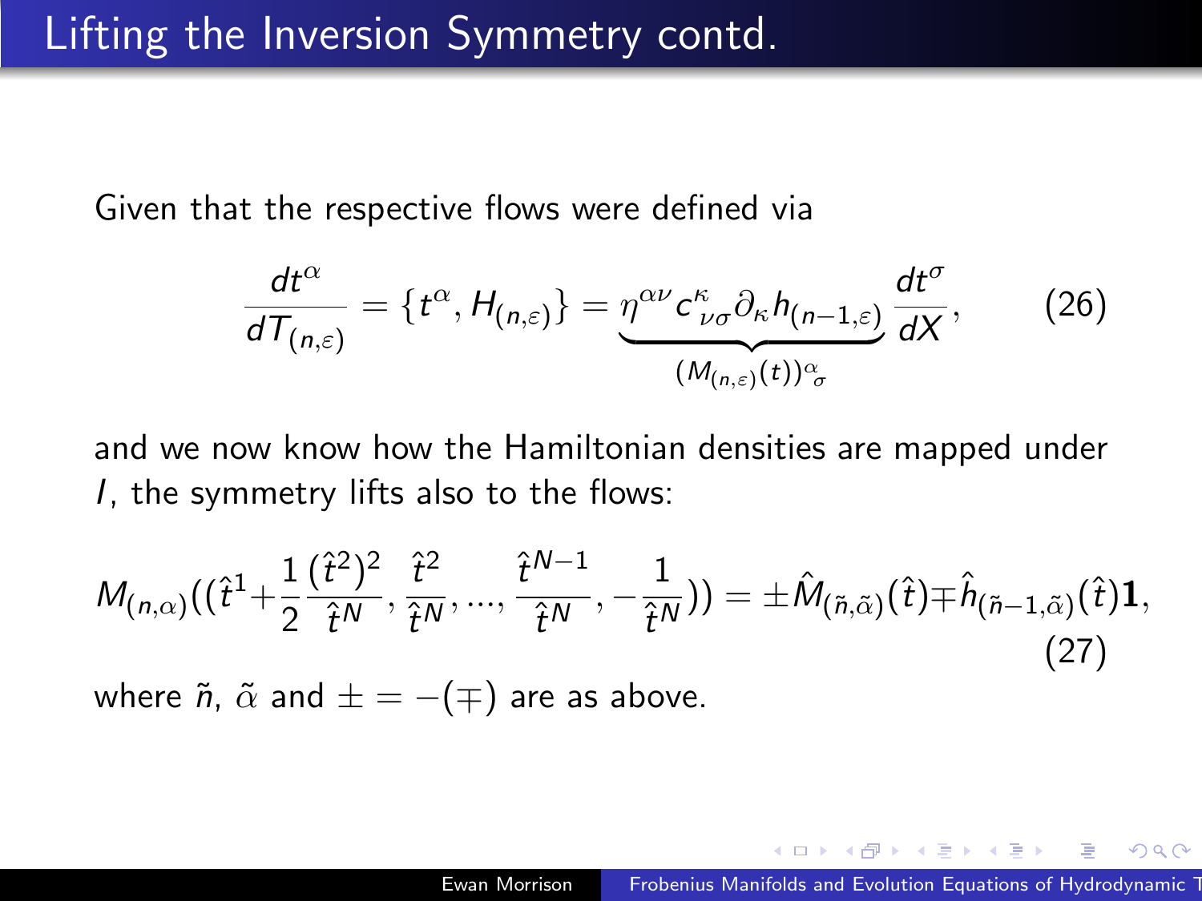# Lifting the Inversion Symmetry contd.

Given that the respective flows were defined via

$$\frac{dt^{\alpha}}{dT_{(n,\varepsilon)}} = \{t^{\alpha}, H_{(n,\varepsilon)}\} = \underbrace{\eta^{\alpha\nu} c^{\kappa}_{\nu\sigma} \partial_{\kappa} h_{(n-1,\varepsilon)}}_{(M_{(n,\varepsilon)}(t))^{\alpha}_{\sigma}} \frac{dt^{\sigma}}{dX}, \tag{26}$$

and we now know how the Hamiltonian densities are mapped under $I$, the symmetry lifts also to the flows:

$$M_{(n,\alpha)}((\hat{t}^1 + \frac{1}{2}\frac{(\hat{t}^2)^2}{\hat{t}^N}, \frac{\hat{t}^2}{\hat{t}^N}, \ldots, \frac{\hat{t}^{N-1}}{\hat{t}^N}, -\frac{1}{\hat{t}^N})) = \pm \hat{M}_{(\tilde{n},\tilde{\alpha})}(\hat{t}) \mp \hat{h}_{(\tilde{n}-1,\tilde{\alpha})}(\hat{t})\mathbf{1}, \tag{27}$$

where $\tilde{n}$, $\tilde{\alpha}$ and $\pm = -(\mp)$ are as above.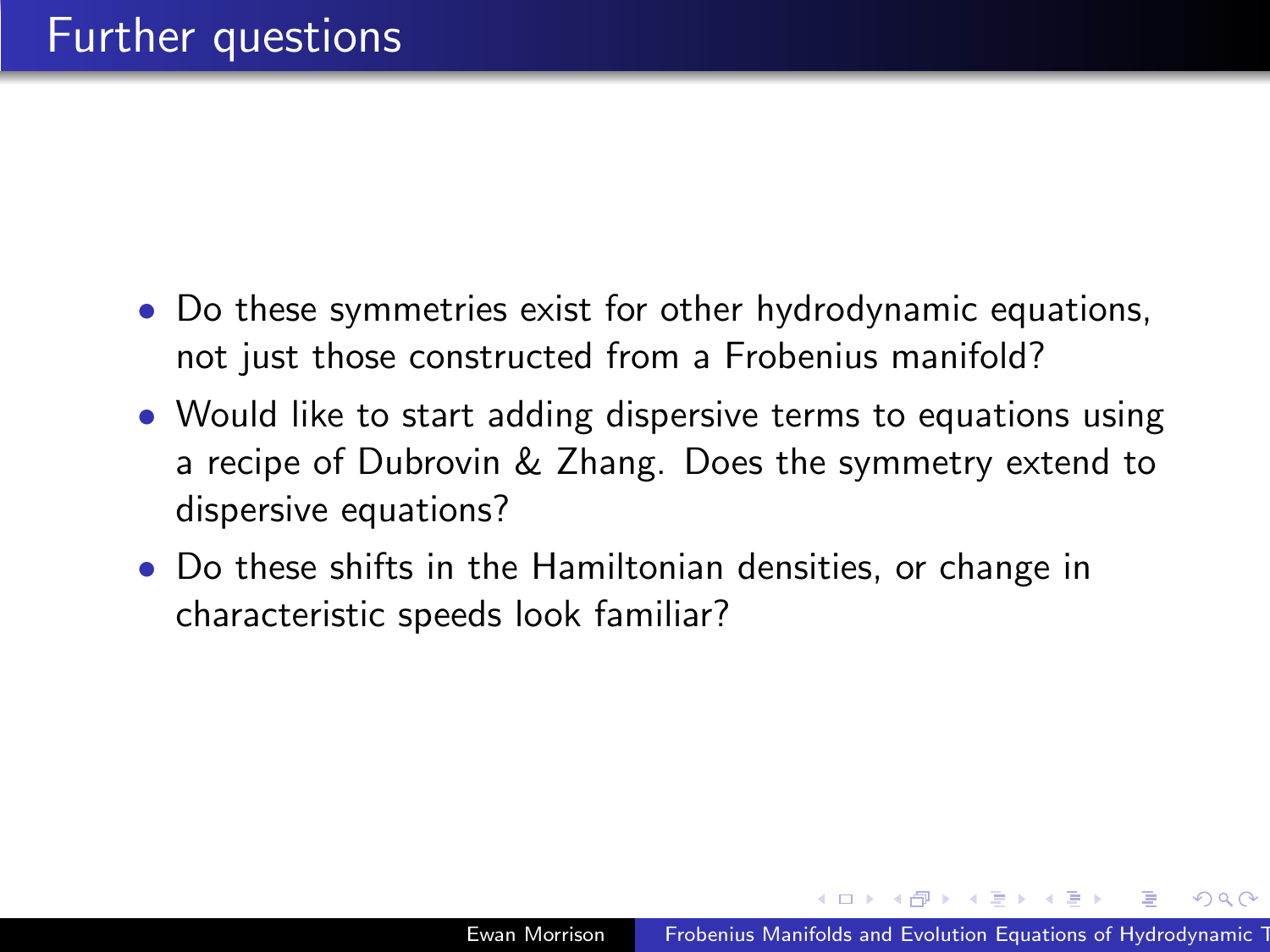# Further questions

- Do these symmetries exist for other hydrodynamic equations, not just those constructed from a Frobenius manifold?
- Would like to start adding dispersive terms to equations using a recipe of Dubrovin & Zhang. Does the symmetry extend to dispersive equations?
- Do these shifts in the Hamiltonian densities, or change in characteristic speeds look familiar?